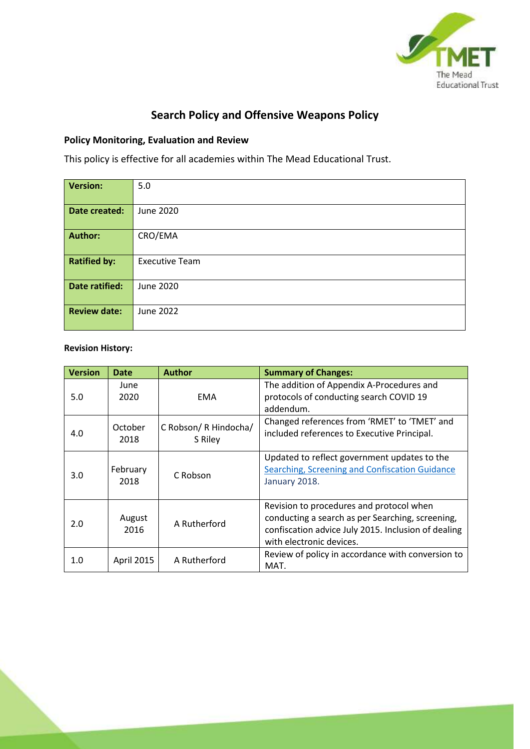# Search Policy and Offensive Weapons Policy

## Policy Monitoring, Evaluation and Review

This policy is effective for all academies within The Mead Educational Trust.

| **Version:** | 5.0 |
|---|---|
| **Date created:** | June 2020 |
| **Author:** | CRO/EMA |
| **Ratified by:** | Executive Team |
| **Date ratified:** | June 2020 |
| **Review date:** | June 2022 |

**Revision History:**

| Version | Date | Author | Summary of Changes: |
|---|---|---|---|
| 5.0 | June 2020 | EMA | The addition of Appendix A-Procedures and protocols of conducting search COVID 19 addendum. |
| 4.0 | October 2018 | C Robson/ R Hindocha/ S Riley | Changed references from 'RMET' to 'TMET' and included references to Executive Principal. |
| 3.0 | February 2018 | C Robson | Updated to reflect government updates to the Searching, Screening and Confiscation Guidance January 2018. |
| 2.0 | August 2016 | A Rutherford | Revision to procedures and protocol when conducting a search as per Searching, screening, confiscation advice July 2015. Inclusion of dealing with electronic devices. |
| 1.0 | April 2015 | A Rutherford | Review of policy in accordance with conversion to MAT. |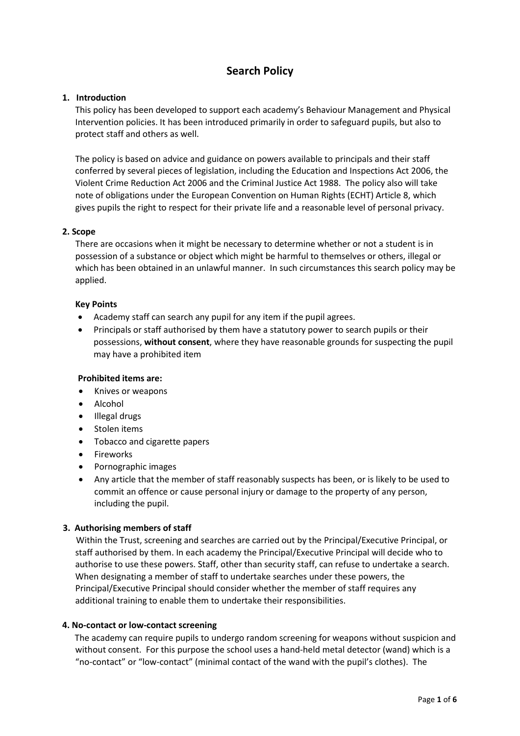# Search Policy

## 1. Introduction

This policy has been developed to support each academy's Behaviour Management and Physical Intervention policies. It has been introduced primarily in order to safeguard pupils, but also to protect staff and others as well.

The policy is based on advice and guidance on powers available to principals and their staff conferred by several pieces of legislation, including the Education and Inspections Act 2006, the Violent Crime Reduction Act 2006 and the Criminal Justice Act 1988. The policy also will take note of obligations under the European Convention on Human Rights (ECHT) Article 8, which gives pupils the right to respect for their private life and a reasonable level of personal privacy.

## 2. Scope

There are occasions when it might be necessary to determine whether or not a student is in possession of a substance or object which might be harmful to themselves or others, illegal or which has been obtained in an unlawful manner. In such circumstances this search policy may be applied.

**Key Points**

- Academy staff can search any pupil for any item if the pupil agrees.
- Principals or staff authorised by them have a statutory power to search pupils or their possessions, **without consent**, where they have reasonable grounds for suspecting the pupil may have a prohibited item

**Prohibited items are:**

- Knives or weapons
- Alcohol
- Illegal drugs
- Stolen items
- Tobacco and cigarette papers
- Fireworks
- Pornographic images
- Any article that the member of staff reasonably suspects has been, or is likely to be used to commit an offence or cause personal injury or damage to the property of any person, including the pupil.

## 3. Authorising members of staff

Within the Trust, screening and searches are carried out by the Principal/Executive Principal, or staff authorised by them. In each academy the Principal/Executive Principal will decide who to authorise to use these powers. Staff, other than security staff, can refuse to undertake a search. When designating a member of staff to undertake searches under these powers, the Principal/Executive Principal should consider whether the member of staff requires any additional training to enable them to undertake their responsibilities.

## 4. No-contact or low-contact screening

The academy can require pupils to undergo random screening for weapons without suspicion and without consent. For this purpose the school uses a hand-held metal detector (wand) which is a "no-contact" or "low-contact" (minimal contact of the wand with the pupil's clothes). The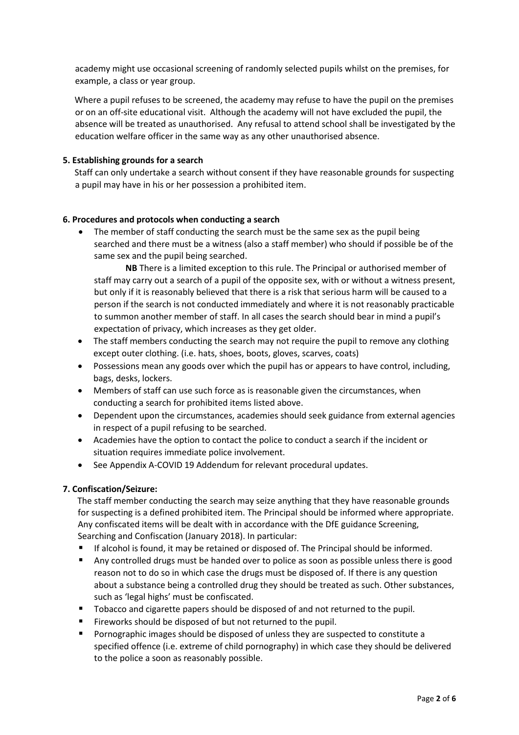academy might use occasional screening of randomly selected pupils whilst on the premises, for example, a class or year group.

Where a pupil refuses to be screened, the academy may refuse to have the pupil on the premises or on an off-site educational visit. Although the academy will not have excluded the pupil, the absence will be treated as unauthorised. Any refusal to attend school shall be investigated by the education welfare officer in the same way as any other unauthorised absence.

**5. Establishing grounds for a search**

Staff can only undertake a search without consent if they have reasonable grounds for suspecting a pupil may have in his or her possession a prohibited item.

**6. Procedures and protocols when conducting a search**

- The member of staff conducting the search must be the same sex as the pupil being searched and there must be a witness (also a staff member) who should if possible be of the same sex and the pupil being searched.

  **NB** There is a limited exception to this rule. The Principal or authorised member of staff may carry out a search of a pupil of the opposite sex, with or without a witness present, but only if it is reasonably believed that there is a risk that serious harm will be caused to a person if the search is not conducted immediately and where it is not reasonably practicable to summon another member of staff. In all cases the search should bear in mind a pupil's expectation of privacy, which increases as they get older.
- The staff members conducting the search may not require the pupil to remove any clothing except outer clothing. (i.e. hats, shoes, boots, gloves, scarves, coats)
- Possessions mean any goods over which the pupil has or appears to have control, including, bags, desks, lockers.
- Members of staff can use such force as is reasonable given the circumstances, when conducting a search for prohibited items listed above.
- Dependent upon the circumstances, academies should seek guidance from external agencies in respect of a pupil refusing to be searched.
- Academies have the option to contact the police to conduct a search if the incident or situation requires immediate police involvement.
- See Appendix A-COVID 19 Addendum for relevant procedural updates.

**7. Confiscation/Seizure:**

The staff member conducting the search may seize anything that they have reasonable grounds for suspecting is a defined prohibited item. The Principal should be informed where appropriate. Any confiscated items will be dealt with in accordance with the DfE guidance Screening, Searching and Confiscation (January 2018). In particular:

- If alcohol is found, it may be retained or disposed of. The Principal should be informed.
- Any controlled drugs must be handed over to police as soon as possible unless there is good reason not to do so in which case the drugs must be disposed of. If there is any question about a substance being a controlled drug they should be treated as such. Other substances, such as 'legal highs' must be confiscated.
- Tobacco and cigarette papers should be disposed of and not returned to the pupil.
- Fireworks should be disposed of but not returned to the pupil.
- Pornographic images should be disposed of unless they are suspected to constitute a specified offence (i.e. extreme of child pornography) in which case they should be delivered to the police a soon as reasonably possible.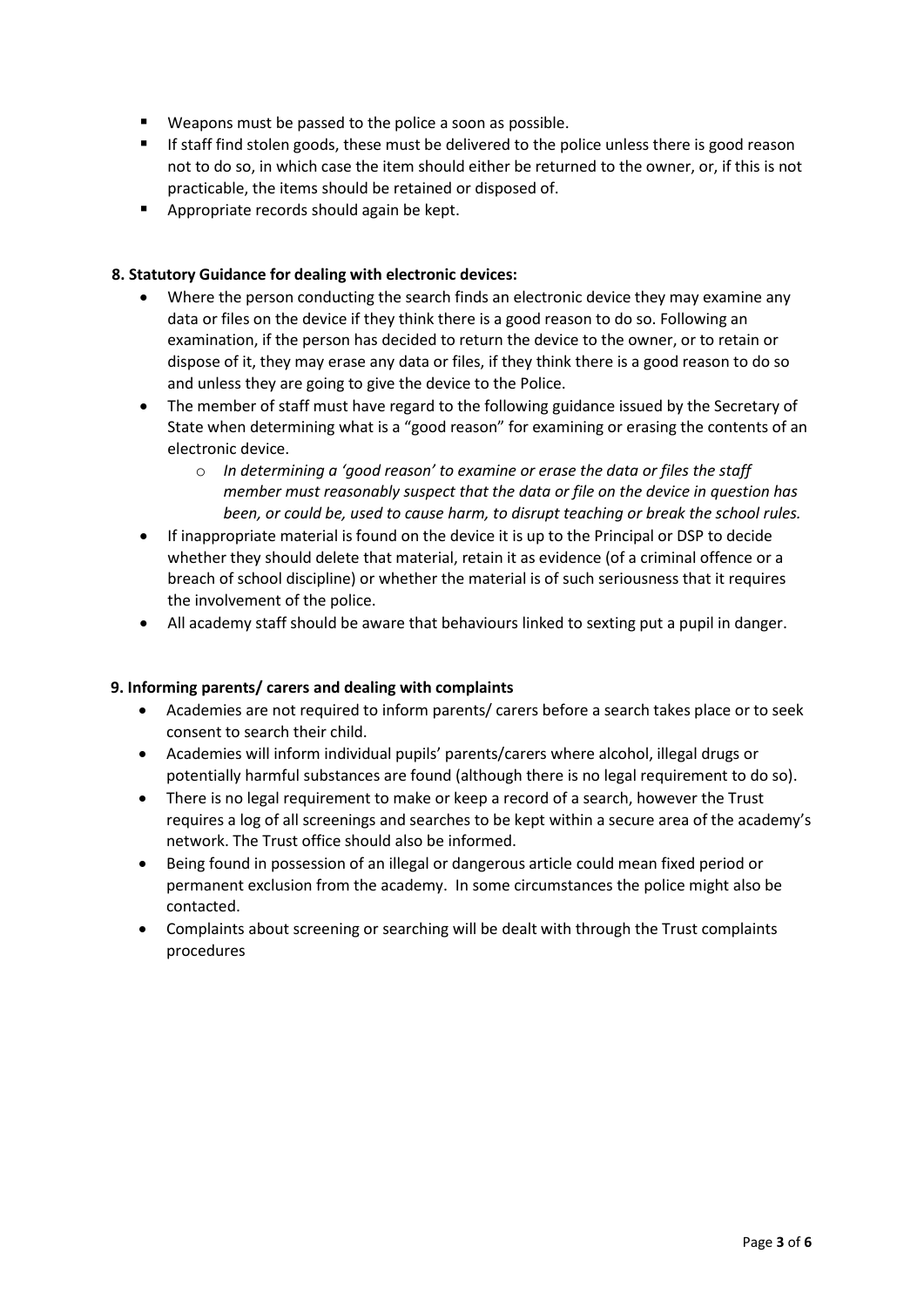- Weapons must be passed to the police a soon as possible.
- If staff find stolen goods, these must be delivered to the police unless there is good reason not to do so, in which case the item should either be returned to the owner, or, if this is not practicable, the items should be retained or disposed of.
- Appropriate records should again be kept.

**8. Statutory Guidance for dealing with electronic devices:**

- Where the person conducting the search finds an electronic device they may examine any data or files on the device if they think there is a good reason to do so. Following an examination, if the person has decided to return the device to the owner, or to retain or dispose of it, they may erase any data or files, if they think there is a good reason to do so and unless they are going to give the device to the Police.
- The member of staff must have regard to the following guidance issued by the Secretary of State when determining what is a "good reason" for examining or erasing the contents of an electronic device.
  - *In determining a 'good reason' to examine or erase the data or files the staff member must reasonably suspect that the data or file on the device in question has been, or could be, used to cause harm, to disrupt teaching or break the school rules.*
- If inappropriate material is found on the device it is up to the Principal or DSP to decide whether they should delete that material, retain it as evidence (of a criminal offence or a breach of school discipline) or whether the material is of such seriousness that it requires the involvement of the police.
- All academy staff should be aware that behaviours linked to sexting put a pupil in danger.

**9. Informing parents/ carers and dealing with complaints**

- Academies are not required to inform parents/ carers before a search takes place or to seek consent to search their child.
- Academies will inform individual pupils' parents/carers where alcohol, illegal drugs or potentially harmful substances are found (although there is no legal requirement to do so).
- There is no legal requirement to make or keep a record of a search, however the Trust requires a log of all screenings and searches to be kept within a secure area of the academy's network. The Trust office should also be informed.
- Being found in possession of an illegal or dangerous article could mean fixed period or permanent exclusion from the academy. In some circumstances the police might also be contacted.
- Complaints about screening or searching will be dealt with through the Trust complaints procedures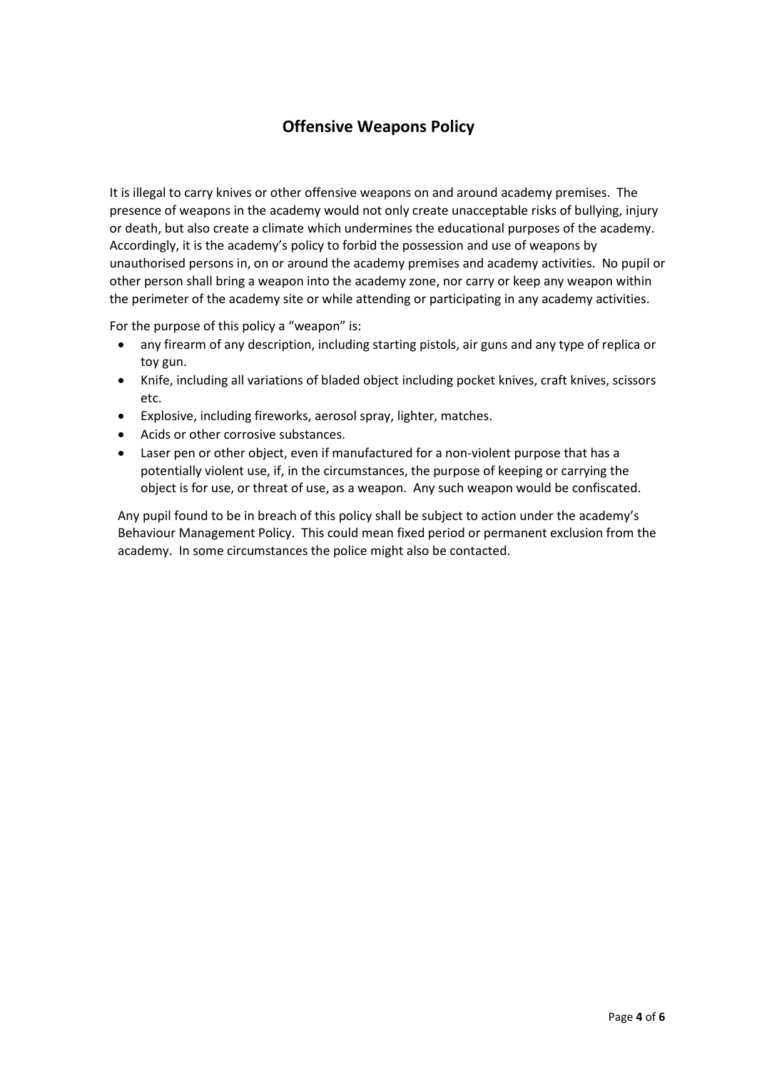# Offensive Weapons Policy

It is illegal to carry knives or other offensive weapons on and around academy premises. The presence of weapons in the academy would not only create unacceptable risks of bullying, injury or death, but also create a climate which undermines the educational purposes of the academy. Accordingly, it is the academy's policy to forbid the possession and use of weapons by unauthorised persons in, on or around the academy premises and academy activities. No pupil or other person shall bring a weapon into the academy zone, nor carry or keep any weapon within the perimeter of the academy site or while attending or participating in any academy activities.

For the purpose of this policy a "weapon" is:

- any firearm of any description, including starting pistols, air guns and any type of replica or toy gun.
- Knife, including all variations of bladed object including pocket knives, craft knives, scissors etc.
- Explosive, including fireworks, aerosol spray, lighter, matches.
- Acids or other corrosive substances.
- Laser pen or other object, even if manufactured for a non-violent purpose that has a potentially violent use, if, in the circumstances, the purpose of keeping or carrying the object is for use, or threat of use, as a weapon. Any such weapon would be confiscated.

Any pupil found to be in breach of this policy shall be subject to action under the academy's Behaviour Management Policy. This could mean fixed period or permanent exclusion from the academy. In some circumstances the police might also be contacted.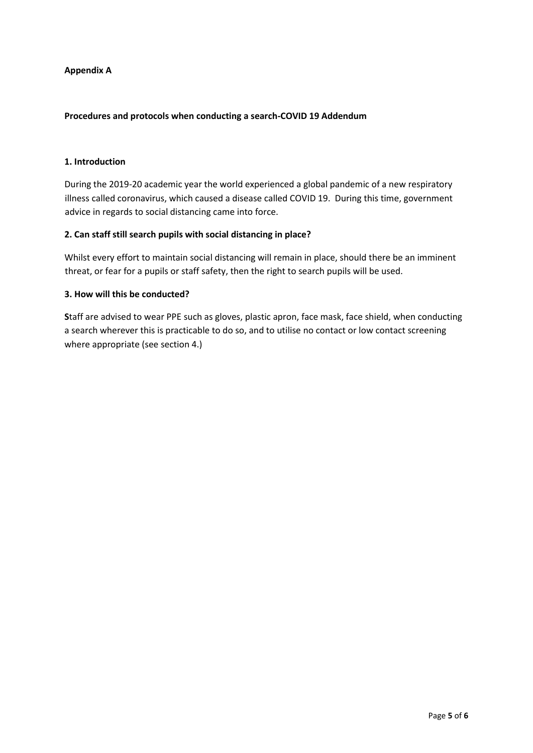**Appendix A**

**Procedures and protocols when conducting a search-COVID 19 Addendum**

**1. Introduction**

During the 2019-20 academic year the world experienced a global pandemic of a new respiratory illness called coronavirus, which caused a disease called COVID 19. During this time, government advice in regards to social distancing came into force.

**2. Can staff still search pupils with social distancing in place?**

Whilst every effort to maintain social distancing will remain in place, should there be an imminent threat, or fear for a pupils or staff safety, then the right to search pupils will be used.

**3. How will this be conducted?**

**S**taff are advised to wear PPE such as gloves, plastic apron, face mask, face shield, when conducting a search wherever this is practicable to do so, and to utilise no contact or low contact screening where appropriate (see section 4.)